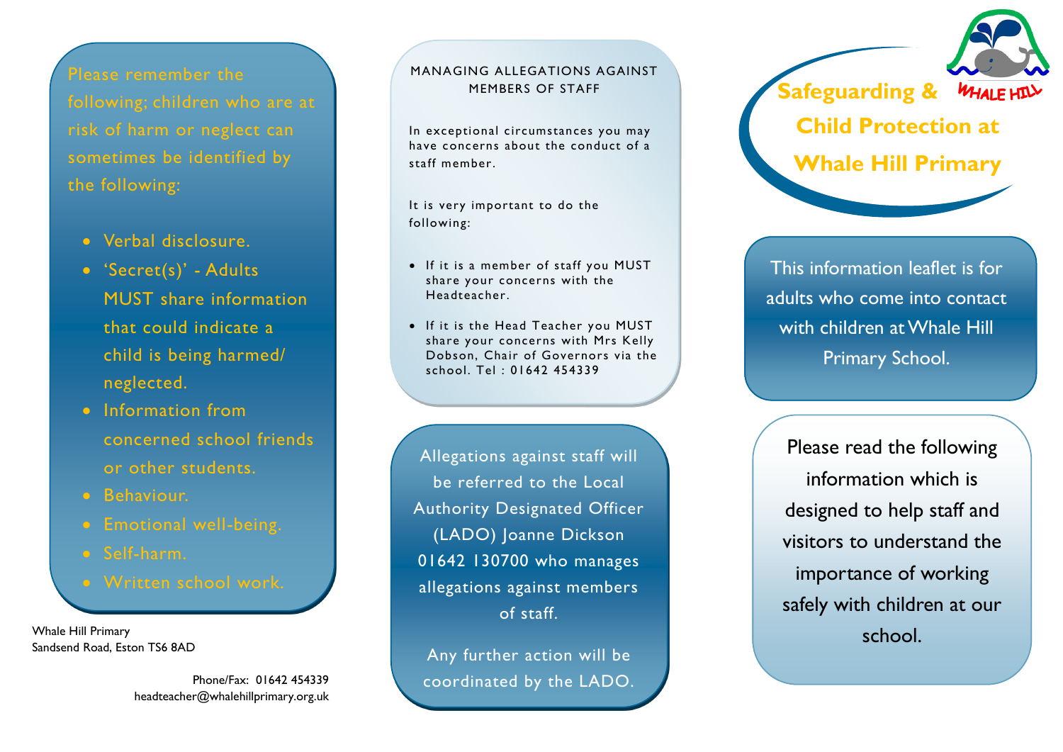Please remember the following; children who are at risk of harm or neglect can sometimes be identified by the following:

- Verbal disclosure.
- 'Secret(s)' - Adults MUST share information that could indicate a child is being harmed/ neglected.
- Information from concerned school friends or other students.
- Behaviour.
- Emotional well-being.
- Self-harm.
- Written school work.

Whale Hill Primary
Sandsend Road, Eston TS6 8AD

Phone/Fax: 01642 454339
headteacher@whalehillprimary.org.uk

## MANAGING ALLEGATIONS AGAINST MEMBERS OF STAFF

In exceptional circumstances you may have concerns about the conduct of a staff member.

It is very important to do the following:

- If it is a member of staff you MUST share your concerns with the Headteacher.
- If it is the Head Teacher you MUST share your concerns with Mrs Kelly Dobson, Chair of Governors via the school. Tel : 01642 454339

Allegations against staff will be referred to the Local Authority Designated Officer (LADO) Joanne Dickson 01642 130700 who manages allegations against members of staff.

Any further action will be coordinated by the LADO.

# Safeguarding & Child Protection at Whale Hill Primary

WHALE HILL

This information leaflet is for adults who come into contact with children at Whale Hill Primary School.

Please read the following information which is designed to help staff and visitors to understand the importance of working safely with children at our school.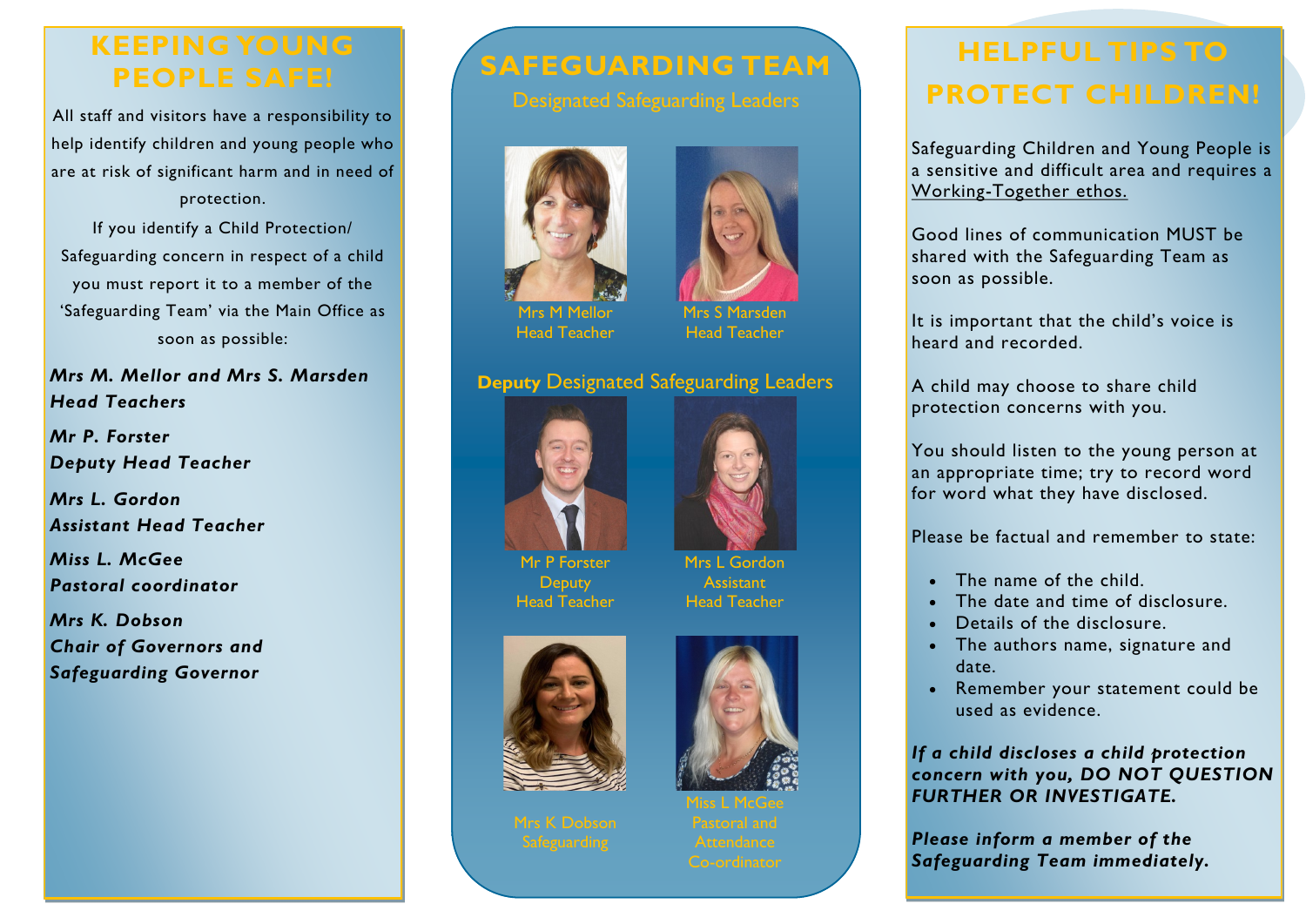# KEEPING YOUNG PEOPLE SAFE!

All staff and visitors have a responsibility to help identify children and young people who are at risk of significant harm and in need of protection.

If you identify a Child Protection/ Safeguarding concern in respect of a child you must report it to a member of the 'Safeguarding Team' via the Main Office as soon as possible:

***Mrs M. Mellor and Mrs S. Marsden***
***Head Teachers***

***Mr P. Forster***
***Deputy Head Teacher***

***Mrs L. Gordon***
***Assistant Head Teacher***

***Miss L. McGee***
***Pastoral coordinator***

***Mrs K. Dobson***
***Chair of Governors and Safeguarding Governor***

# SAFEGUARDING TEAM

## Designated Safeguarding Leaders

Mrs M Mellor
Head Teacher

Mrs S Marsden
Head Teacher

## **Deputy** Designated Safeguarding Leaders

Mr P Forster
Deputy
Head Teacher

Mrs L Gordon
Assistant
Head Teacher

Mrs K Dobson
Safeguarding

Miss L McGee
Pastoral and
Attendance
Co-ordinator

# HELPFUL TIPS TO PROTECT CHILDREN!

Safeguarding Children and Young People is a sensitive and difficult area and requires a Working-Together ethos.

Good lines of communication MUST be shared with the Safeguarding Team as soon as possible.

It is important that the child's voice is heard and recorded.

A child may choose to share child protection concerns with you.

You should listen to the young person at an appropriate time; try to record word for word what they have disclosed.

Please be factual and remember to state:

- The name of the child.
- The date and time of disclosure.
- Details of the disclosure.
- The authors name, signature and date.
- Remember your statement could be used as evidence.

***If a child discloses a child protection concern with you, DO NOT QUESTION FURTHER OR INVESTIGATE.***

***Please inform a member of the Safeguarding Team immediately.***